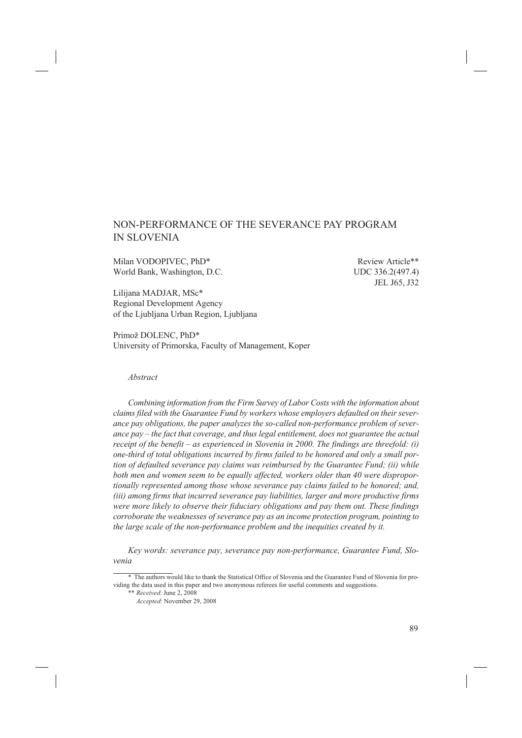# NON-PERFORMANCE OF THE SEVERANCE PAY PROGRAM IN SLOVENIA

Milan VODOPIVEC, PhD*
World Bank, Washington, D.C.

Review Article**
UDC 336.2(497.4)
JEL J65, J32

Lilijana MADJAR, MSc*
Regional Development Agency of the Ljubljana Urban Region, Ljubljana

Primož DOLENC, PhD*
University of Primorska, Faculty of Management, Koper

*Abstract*

*Combining information from the Firm Survey of Labor Costs with the information about claims filed with the Guarantee Fund by workers whose employers defaulted on their severance pay obligations, the paper analyzes the so-called non-performance problem of severance pay – the fact that coverage, and thus legal entitlement, does not guarantee the actual receipt of the benefit – as experienced in Slovenia in 2000. The findings are threefold: (i) one-third of total obligations incurred by firms failed to be honored and only a small portion of defaulted severance pay claims was reimbursed by the Guarantee Fund; (ii) while both men and women seem to be equally affected, workers older than 40 were disproportionally represented among those whose severance pay claims failed to be honored; and, (iii) among firms that incurred severance pay liabilities, larger and more productive firms were more likely to observe their fiduciary obligations and pay them out. These findings corroborate the weaknesses of severance pay as an income protection program, pointing to the large scale of the non-performance problem and the inequities created by it.*

*Key words: severance pay, severance pay non-performance, Guarantee Fund, Slovenia*

---

\* The authors would like to thank the Statistical Office of Slovenia and the Guarantee Fund of Slovenia for providing the data used in this paper and two anonymous referees for useful comments and suggestions.

\*\* *Received*: June 2, 2008
*Accepted*: November 29, 2008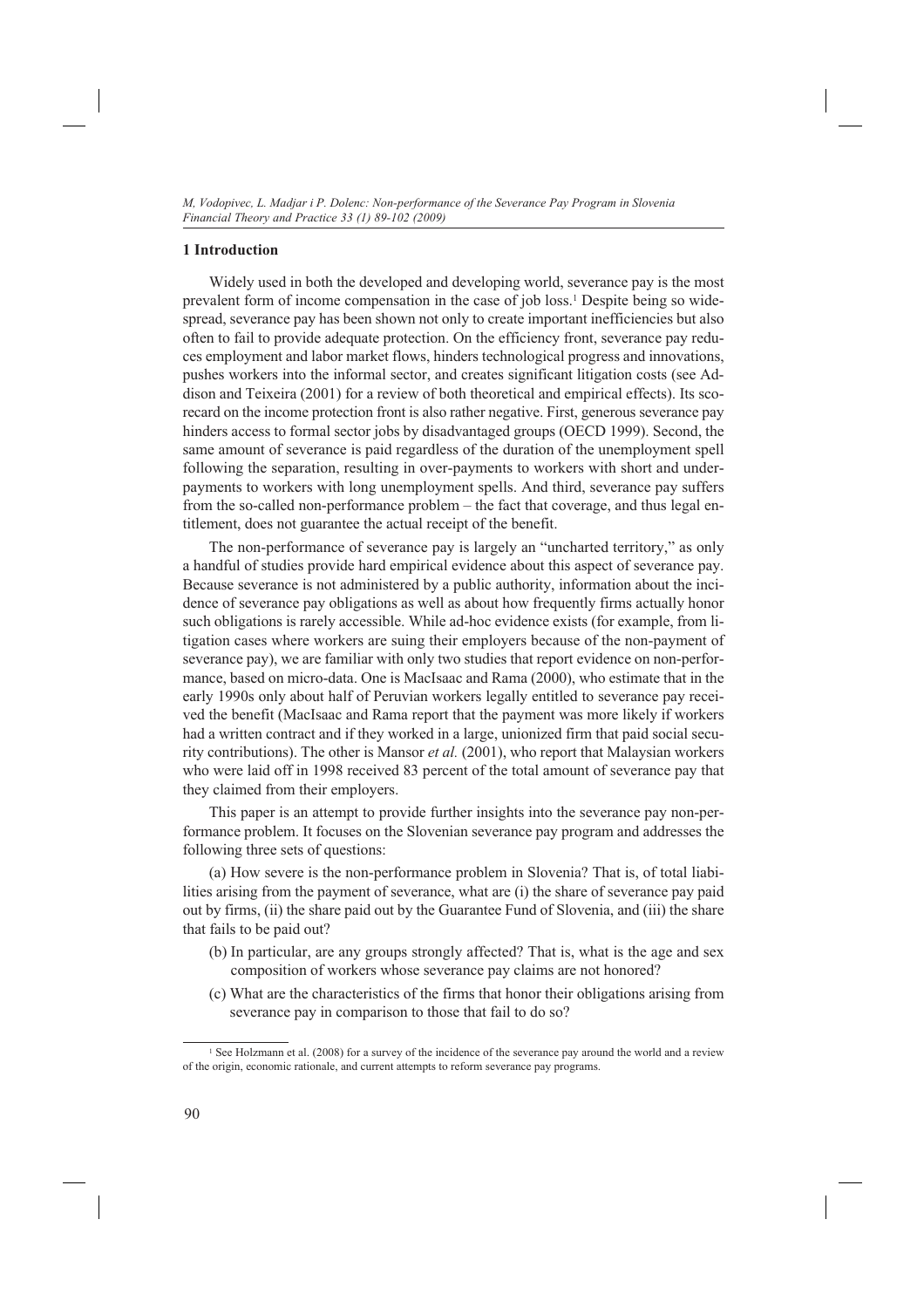## 1 Introduction

Widely used in both the developed and developing world, severance pay is the most prevalent form of income compensation in the case of job loss.[1] Despite being so widespread, severance pay has been shown not only to create important inefficiencies but also often to fail to provide adequate protection. On the efficiency front, severance pay reduces employment and labor market flows, hinders technological progress and innovations, pushes workers into the informal sector, and creates significant litigation costs (see Addison and Teixeira (2001) for a review of both theoretical and empirical effects). Its scorecard on the income protection front is also rather negative. First, generous severance pay hinders access to formal sector jobs by disadvantaged groups (OECD 1999). Second, the same amount of severance is paid regardless of the duration of the unemployment spell following the separation, resulting in over-payments to workers with short and underpayments to workers with long unemployment spells. And third, severance pay suffers from the so-called non-performance problem – the fact that coverage, and thus legal entitlement, does not guarantee the actual receipt of the benefit.

The non-performance of severance pay is largely an "uncharted territory," as only a handful of studies provide hard empirical evidence about this aspect of severance pay. Because severance is not administered by a public authority, information about the incidence of severance pay obligations as well as about how frequently firms actually honor such obligations is rarely accessible. While ad-hoc evidence exists (for example, from litigation cases where workers are suing their employers because of the non-payment of severance pay), we are familiar with only two studies that report evidence on non-performance, based on micro-data. One is MacIsaac and Rama (2000), who estimate that in the early 1990s only about half of Peruvian workers legally entitled to severance pay received the benefit (MacIsaac and Rama report that the payment was more likely if workers had a written contract and if they worked in a large, unionized firm that paid social security contributions). The other is Mansor *et al.* (2001), who report that Malaysian workers who were laid off in 1998 received 83 percent of the total amount of severance pay that they claimed from their employers.

This paper is an attempt to provide further insights into the severance pay non-performance problem. It focuses on the Slovenian severance pay program and addresses the following three sets of questions:

(a) How severe is the non-performance problem in Slovenia? That is, of total liabilities arising from the payment of severance, what are (i) the share of severance pay paid out by firms, (ii) the share paid out by the Guarantee Fund of Slovenia, and (iii) the share that fails to be paid out?

(b) In particular, are any groups strongly affected? That is, what is the age and sex composition of workers whose severance pay claims are not honored?

(c) What are the characteristics of the firms that honor their obligations arising from severance pay in comparison to those that fail to do so?

[1] See Holzmann et al. (2008) for a survey of the incidence of the severance pay around the world and a review of the origin, economic rationale, and current attempts to reform severance pay programs.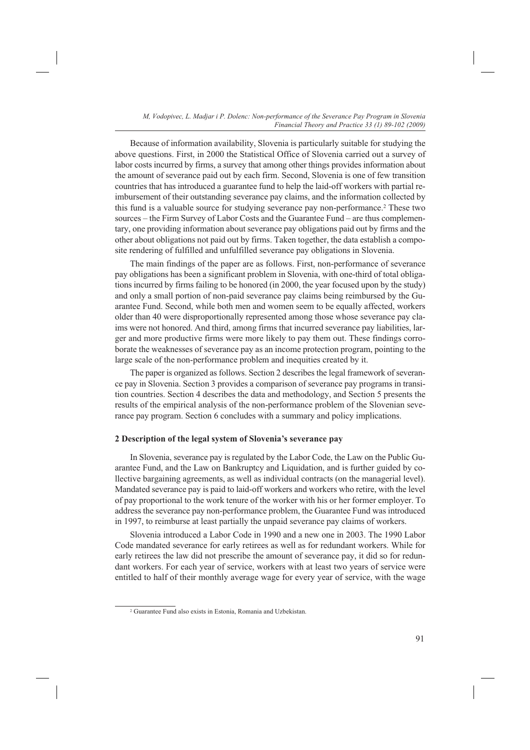Because of information availability, Slovenia is particularly suitable for studying the above questions. First, in 2000 the Statistical Office of Slovenia carried out a survey of labor costs incurred by firms, a survey that among other things provides information about the amount of severance paid out by each firm. Second, Slovenia is one of few transition countries that has introduced a guarantee fund to help the laid-off workers with partial reimbursement of their outstanding severance pay claims, and the information collected by this fund is a valuable source for studying severance pay non-performance.[2] These two sources – the Firm Survey of Labor Costs and the Guarantee Fund – are thus complementary, one providing information about severance pay obligations paid out by firms and the other about obligations not paid out by firms. Taken together, the data establish a composite rendering of fulfilled and unfulfilled severance pay obligations in Slovenia.

The main findings of the paper are as follows. First, non-performance of severance pay obligations has been a significant problem in Slovenia, with one-third of total obligations incurred by firms failing to be honored (in 2000, the year focused upon by the study) and only a small portion of non-paid severance pay claims being reimbursed by the Guarantee Fund. Second, while both men and women seem to be equally affected, workers older than 40 were disproportionally represented among those whose severance pay claims were not honored. And third, among firms that incurred severance pay liabilities, larger and more productive firms were more likely to pay them out. These findings corroborate the weaknesses of severance pay as an income protection program, pointing to the large scale of the non-performance problem and inequities created by it.

The paper is organized as follows. Section 2 describes the legal framework of severance pay in Slovenia. Section 3 provides a comparison of severance pay programs in transition countries. Section 4 describes the data and methodology, and Section 5 presents the results of the empirical analysis of the non-performance problem of the Slovenian severance pay program. Section 6 concludes with a summary and policy implications.

## 2 Description of the legal system of Slovenia's severance pay

In Slovenia, severance pay is regulated by the Labor Code, the Law on the Public Guarantee Fund, and the Law on Bankruptcy and Liquidation, and is further guided by collective bargaining agreements, as well as individual contracts (on the managerial level). Mandated severance pay is paid to laid-off workers and workers who retire, with the level of pay proportional to the work tenure of the worker with his or her former employer. To address the severance pay non-performance problem, the Guarantee Fund was introduced in 1997, to reimburse at least partially the unpaid severance pay claims of workers.

Slovenia introduced a Labor Code in 1990 and a new one in 2003. The 1990 Labor Code mandated severance for early retirees as well as for redundant workers. While for early retirees the law did not prescribe the amount of severance pay, it did so for redundant workers. For each year of service, workers with at least two years of service were entitled to half of their monthly average wage for every year of service, with the wage

[2] Guarantee Fund also exists in Estonia, Romania and Uzbekistan.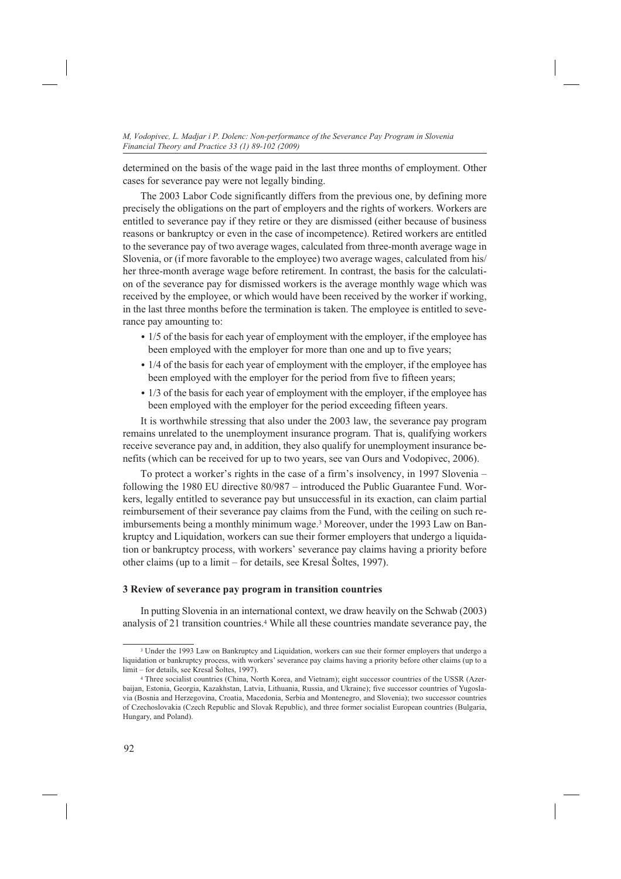determined on the basis of the wage paid in the last three months of employment. Other cases for severance pay were not legally binding.

The 2003 Labor Code significantly differs from the previous one, by defining more precisely the obligations on the part of employers and the rights of workers. Workers are entitled to severance pay if they retire or they are dismissed (either because of business reasons or bankruptcy or even in the case of incompetence). Retired workers are entitled to the severance pay of two average wages, calculated from three-month average wage in Slovenia, or (if more favorable to the employee) two average wages, calculated from his/her three-month average wage before retirement. In contrast, the basis for the calculation of the severance pay for dismissed workers is the average monthly wage which was received by the employee, or which would have been received by the worker if working, in the last three months before the termination is taken. The employee is entitled to severance pay amounting to:

- 1/5 of the basis for each year of employment with the employer, if the employee has been employed with the employer for more than one and up to five years;
- 1/4 of the basis for each year of employment with the employer, if the employee has been employed with the employer for the period from five to fifteen years;
- 1/3 of the basis for each year of employment with the employer, if the employee has been employed with the employer for the period exceeding fifteen years.

It is worthwhile stressing that also under the 2003 law, the severance pay program remains unrelated to the unemployment insurance program. That is, qualifying workers receive severance pay and, in addition, they also qualify for unemployment insurance benefits (which can be received for up to two years, see van Ours and Vodopivec, 2006).

To protect a worker's rights in the case of a firm's insolvency, in 1997 Slovenia – following the 1980 EU directive 80/987 – introduced the Public Guarantee Fund. Workers, legally entitled to severance pay but unsuccessful in its exaction, can claim partial reimbursement of their severance pay claims from the Fund, with the ceiling on such reimbursements being a monthly minimum wage.[3] Moreover, under the 1993 Law on Bankruptcy and Liquidation, workers can sue their former employers that undergo a liquidation or bankruptcy process, with workers' severance pay claims having a priority before other claims (up to a limit – for details, see Kresal Šoltes, 1997).

## 3 Review of severance pay program in transition countries

In putting Slovenia in an international context, we draw heavily on the Schwab (2003) analysis of 21 transition countries.[4] While all these countries mandate severance pay, the

[3] Under the 1993 Law on Bankruptcy and Liquidation, workers can sue their former employers that undergo a liquidation or bankruptcy process, with workers' severance pay claims having a priority before other claims (up to a limit – for details, see Kresal Šoltes, 1997).

[4] Three socialist countries (China, North Korea, and Vietnam); eight successor countries of the USSR (Azerbaijan, Estonia, Georgia, Kazakhstan, Latvia, Lithuania, Russia, and Ukraine); five successor countries of Yugoslavia (Bosnia and Herzegovina, Croatia, Macedonia, Serbia and Montenegro, and Slovenia); two successor countries of Czechoslovakia (Czech Republic and Slovak Republic), and three former socialist European countries (Bulgaria, Hungary, and Poland).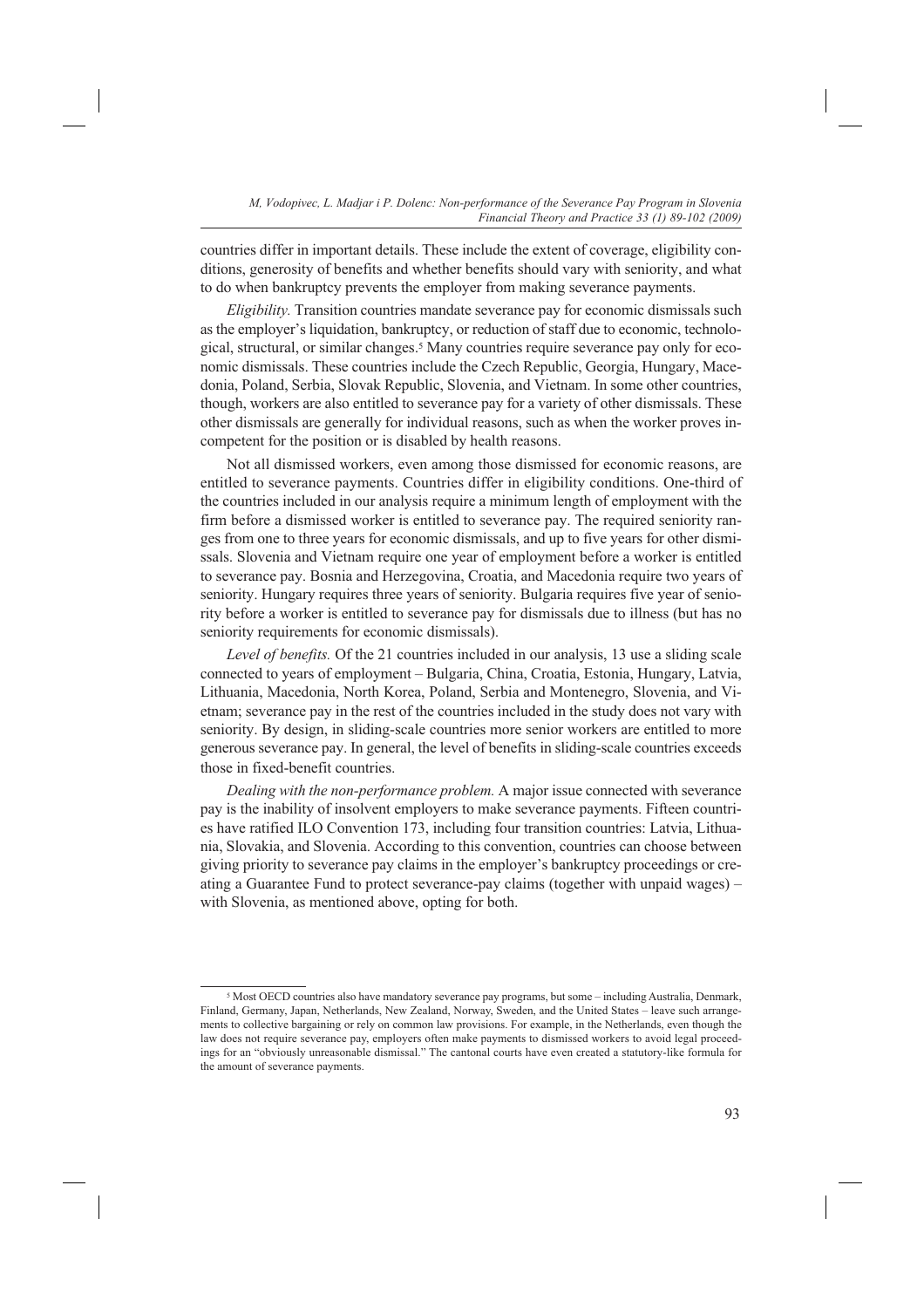countries differ in important details. These include the extent of coverage, eligibility conditions, generosity of benefits and whether benefits should vary with seniority, and what to do when bankruptcy prevents the employer from making severance payments.

*Eligibility.* Transition countries mandate severance pay for economic dismissals such as the employer's liquidation, bankruptcy, or reduction of staff due to economic, technological, structural, or similar changes.[5] Many countries require severance pay only for economic dismissals. These countries include the Czech Republic, Georgia, Hungary, Macedonia, Poland, Serbia, Slovak Republic, Slovenia, and Vietnam. In some other countries, though, workers are also entitled to severance pay for a variety of other dismissals. These other dismissals are generally for individual reasons, such as when the worker proves incompetent for the position or is disabled by health reasons.

Not all dismissed workers, even among those dismissed for economic reasons, are entitled to severance payments. Countries differ in eligibility conditions. One-third of the countries included in our analysis require a minimum length of employment with the firm before a dismissed worker is entitled to severance pay. The required seniority ranges from one to three years for economic dismissals, and up to five years for other dismissals. Slovenia and Vietnam require one year of employment before a worker is entitled to severance pay. Bosnia and Herzegovina, Croatia, and Macedonia require two years of seniority. Hungary requires three years of seniority. Bulgaria requires five year of seniority before a worker is entitled to severance pay for dismissals due to illness (but has no seniority requirements for economic dismissals).

*Level of benefits.* Of the 21 countries included in our analysis, 13 use a sliding scale connected to years of employment – Bulgaria, China, Croatia, Estonia, Hungary, Latvia, Lithuania, Macedonia, North Korea, Poland, Serbia and Montenegro, Slovenia, and Vietnam; severance pay in the rest of the countries included in the study does not vary with seniority. By design, in sliding-scale countries more senior workers are entitled to more generous severance pay. In general, the level of benefits in sliding-scale countries exceeds those in fixed-benefit countries.

*Dealing with the non-performance problem.* A major issue connected with severance pay is the inability of insolvent employers to make severance payments. Fifteen countries have ratified ILO Convention 173, including four transition countries: Latvia, Lithuania, Slovakia, and Slovenia. According to this convention, countries can choose between giving priority to severance pay claims in the employer's bankruptcy proceedings or creating a Guarantee Fund to protect severance-pay claims (together with unpaid wages) – with Slovenia, as mentioned above, opting for both.

---

[5] Most OECD countries also have mandatory severance pay programs, but some – including Australia, Denmark, Finland, Germany, Japan, Netherlands, New Zealand, Norway, Sweden, and the United States – leave such arrangements to collective bargaining or rely on common law provisions. For example, in the Netherlands, even though the law does not require severance pay, employers often make payments to dismissed workers to avoid legal proceedings for an "obviously unreasonable dismissal." The cantonal courts have even created a statutory-like formula for the amount of severance payments.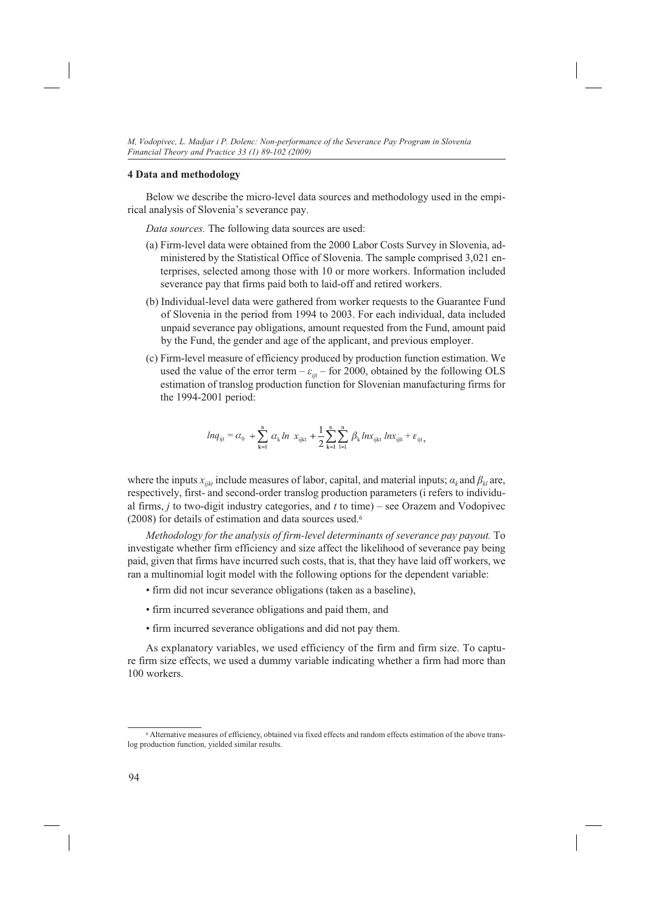## 4 Data and methodology

Below we describe the micro-level data sources and methodology used in the empirical analysis of Slovenia's severance pay.

*Data sources.* The following data sources are used:

(a) Firm-level data were obtained from the 2000 Labor Costs Survey in Slovenia, administered by the Statistical Office of Slovenia. The sample comprised 3,021 enterprises, selected among those with 10 or more workers. Information included severance pay that firms paid both to laid-off and retired workers.

(b) Individual-level data were gathered from worker requests to the Guarantee Fund of Slovenia in the period from 1994 to 2003. For each individual, data included unpaid severance pay obligations, amount requested from the Fund, amount paid by the Fund, the gender and age of the applicant, and previous employer.

(c) Firm-level measure of efficiency produced by production function estimation. We used the value of the error term – $\varepsilon_{ijt}$ – for 2000, obtained by the following OLS estimation of translog production function for Slovenian manufacturing firms for the 1994-2001 period:

$$lnq_{ijt} = \alpha_0 + \sum_{k=1}^{n} \alpha_k ln \ x_{ijkt} + \frac{1}{2}\sum_{k=1}^{n}\sum_{l=1}^{n} \beta_k lnx_{ijkt} \, lnx_{ijlt} + \varepsilon_{ijt},$$

where the inputs $x_{ijkt}$ include measures of labor, capital, and material inputs; $\alpha_k$ and $\beta_{kl}$ are, respectively, first- and second-order translog production parameters (i refers to individual firms, *j* to two-digit industry categories, and *t* to time) – see Orazem and Vodopivec (2008) for details of estimation and data sources used.[6]

*Methodology for the analysis of firm-level determinants of severance pay payout.* To investigate whether firm efficiency and size affect the likelihood of severance pay being paid, given that firms have incurred such costs, that is, that they have laid off workers, we ran a multinomial logit model with the following options for the dependent variable:

- firm did not incur severance obligations (taken as a baseline),
- firm incurred severance obligations and paid them, and
- firm incurred severance obligations and did not pay them.

As explanatory variables, we used efficiency of the firm and firm size. To capture firm size effects, we used a dummy variable indicating whether a firm had more than 100 workers.

[6] Alternative measures of efficiency, obtained via fixed effects and random effects estimation of the above translog production function, yielded similar results.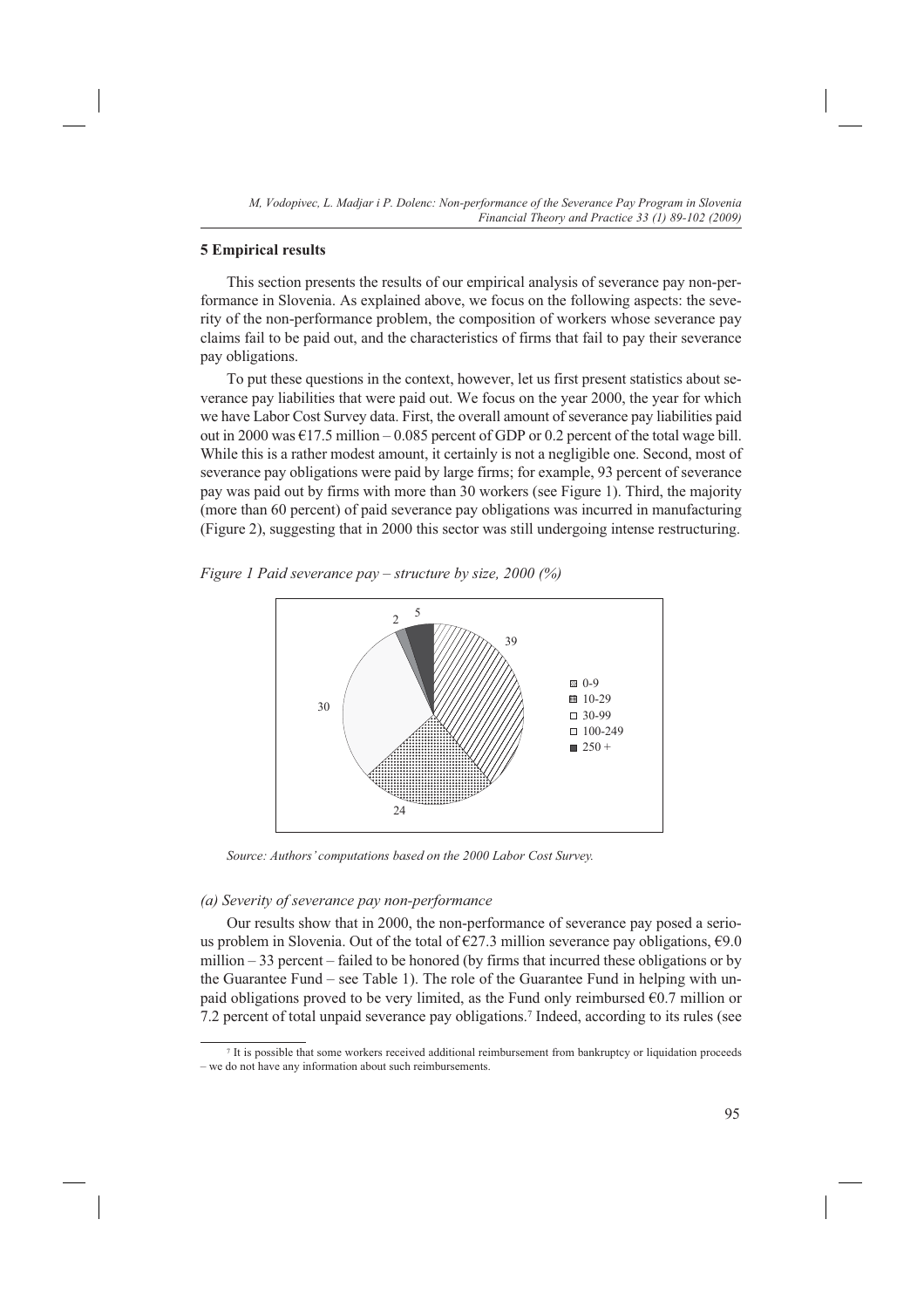## 5 Empirical results

This section presents the results of our empirical analysis of severance pay non-performance in Slovenia. As explained above, we focus on the following aspects: the severity of the non-performance problem, the composition of workers whose severance pay claims fail to be paid out, and the characteristics of firms that fail to pay their severance pay obligations.

To put these questions in the context, however, let us first present statistics about severance pay liabilities that were paid out. We focus on the year 2000, the year for which we have Labor Cost Survey data. First, the overall amount of severance pay liabilities paid out in 2000 was €17.5 million – 0.085 percent of GDP or 0.2 percent of the total wage bill. While this is a rather modest amount, it certainly is not a negligible one. Second, most of severance pay obligations were paid by large firms; for example, 93 percent of severance pay was paid out by firms with more than 30 workers (see Figure 1). Third, the majority (more than 60 percent) of paid severance pay obligations was incurred in manufacturing (Figure 2), suggesting that in 2000 this sector was still undergoing intense restructuring.

*Figure 1 Paid severance pay – structure by size, 2000 (%)*

2
5
39
30
24

0-9
10-29
30-99
100-249
250 +

*Source: Authors' computations based on the 2000 Labor Cost Survey.*

### *(a) Severity of severance pay non-performance*

Our results show that in 2000, the non-performance of severance pay posed a serious problem in Slovenia. Out of the total of €27.3 million severance pay obligations, €9.0 million – 33 percent – failed to be honored (by firms that incurred these obligations or by the Guarantee Fund – see Table 1). The role of the Guarantee Fund in helping with unpaid obligations proved to be very limited, as the Fund only reimbursed €0.7 million or 7.2 percent of total unpaid severance pay obligations.[7] Indeed, according to its rules (see

[7] It is possible that some workers received additional reimbursement from bankruptcy or liquidation proceeds – we do not have any information about such reimbursements.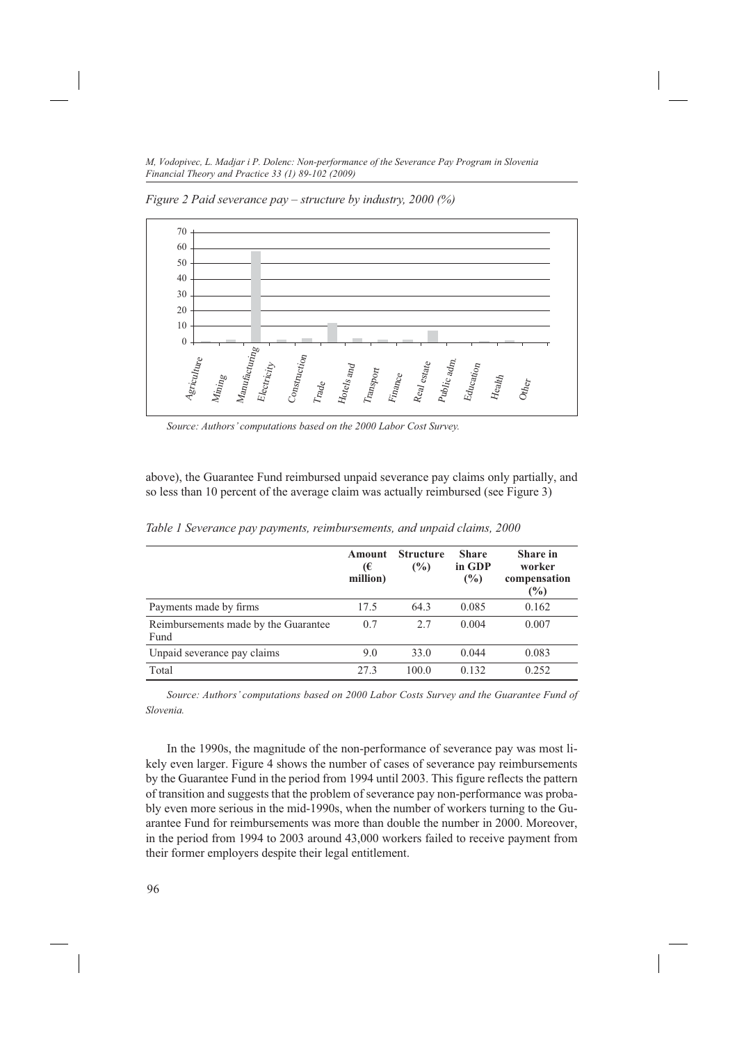*Figure 2 Paid severance pay – structure by industry, 2000 (%)*

70
60
50
40
30
20
10
0

Agriculture
Mining
Manufacturing
Electricity
Construction
Trade
Hotels and
Transport
Finance
Real estate
Public adm.
Education
Health
Other

*Source: Authors' computations based on the 2000 Labor Cost Survey.*

above), the Guarantee Fund reimbursed unpaid severance pay claims only partially, and so less than 10 percent of the average claim was actually reimbursed (see Figure 3)

*Table 1 Severance pay payments, reimbursements, and unpaid claims, 2000*

| | Amount (€ million) | Structure (%) | Share in GDP (%) | Share in worker compensation (%) |
|---|---|---|---|---|
| Payments made by firms | 17.5 | 64.3 | 0.085 | 0.162 |
| Reimbursements made by the Guarantee Fund | 0.7 | 2.7 | 0.004 | 0.007 |
| Unpaid severance pay claims | 9.0 | 33.0 | 0.044 | 0.083 |
| Total | 27.3 | 100.0 | 0.132 | 0.252 |

*Source: Authors' computations based on 2000 Labor Costs Survey and the Guarantee Fund of Slovenia.*

In the 1990s, the magnitude of the non-performance of severance pay was most likely even larger. Figure 4 shows the number of cases of severance pay reimbursements by the Guarantee Fund in the period from 1994 until 2003. This figure reflects the pattern of transition and suggests that the problem of severance pay non-performance was probably even more serious in the mid-1990s, when the number of workers turning to the Guarantee Fund for reimbursements was more than double the number in 2000. Moreover, in the period from 1994 to 2003 around 43,000 workers failed to receive payment from their former employers despite their legal entitlement.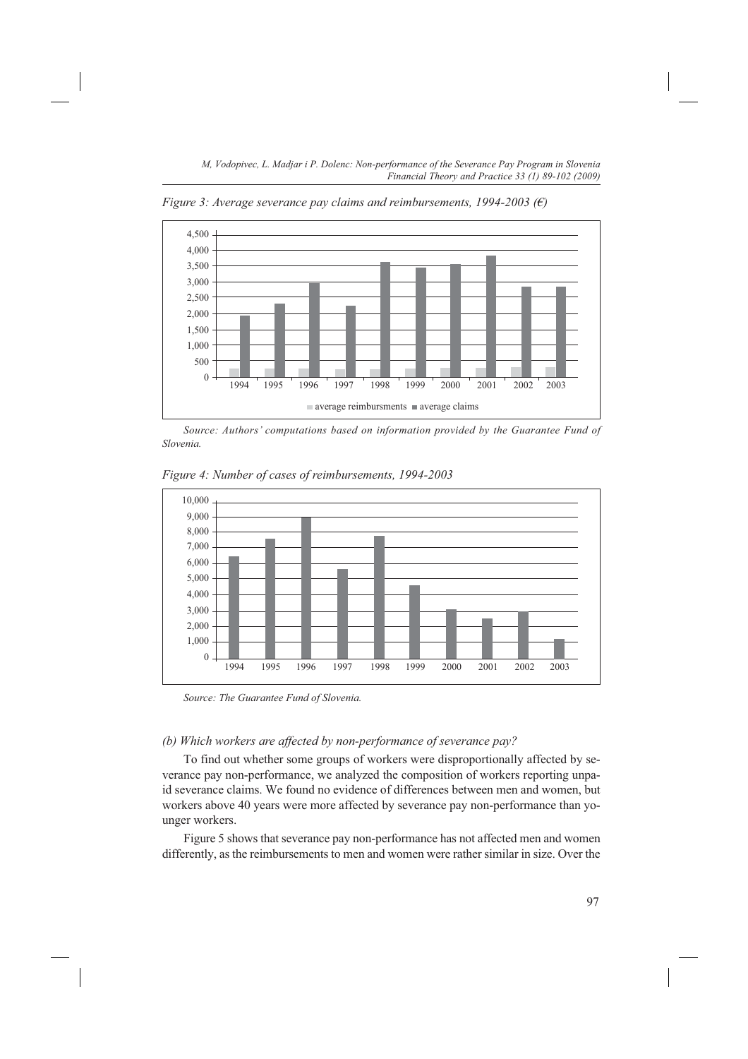*Figure 3: Average severance pay claims and reimbursements, 1994-2003 (€)*

4,500
4,000
3,500
3,000
2,500
2,000
1,500
1,000
500
0

1994 1995 1996 1997 1998 1999 2000 2001 2002 2003

average reimbursments ■ average claims

*Source: Authors' computations based on information provided by the Guarantee Fund of Slovenia.*

*Figure 4: Number of cases of reimbursements, 1994-2003*

10,000
9,000
8,000
7,000
6,000
5,000
4,000
3,000
2,000
1,000
0

1994 1995 1996 1997 1998 1999 2000 2001 2002 2003

*Source: The Guarantee Fund of Slovenia.*

### *(b) Which workers are affected by non-performance of severance pay?*

To find out whether some groups of workers were disproportionally affected by severance pay non-performance, we analyzed the composition of workers reporting unpaid severance claims. We found no evidence of differences between men and women, but workers above 40 years were more affected by severance pay non-performance than younger workers.

Figure 5 shows that severance pay non-performance has not affected men and women differently, as the reimbursements to men and women were rather similar in size. Over the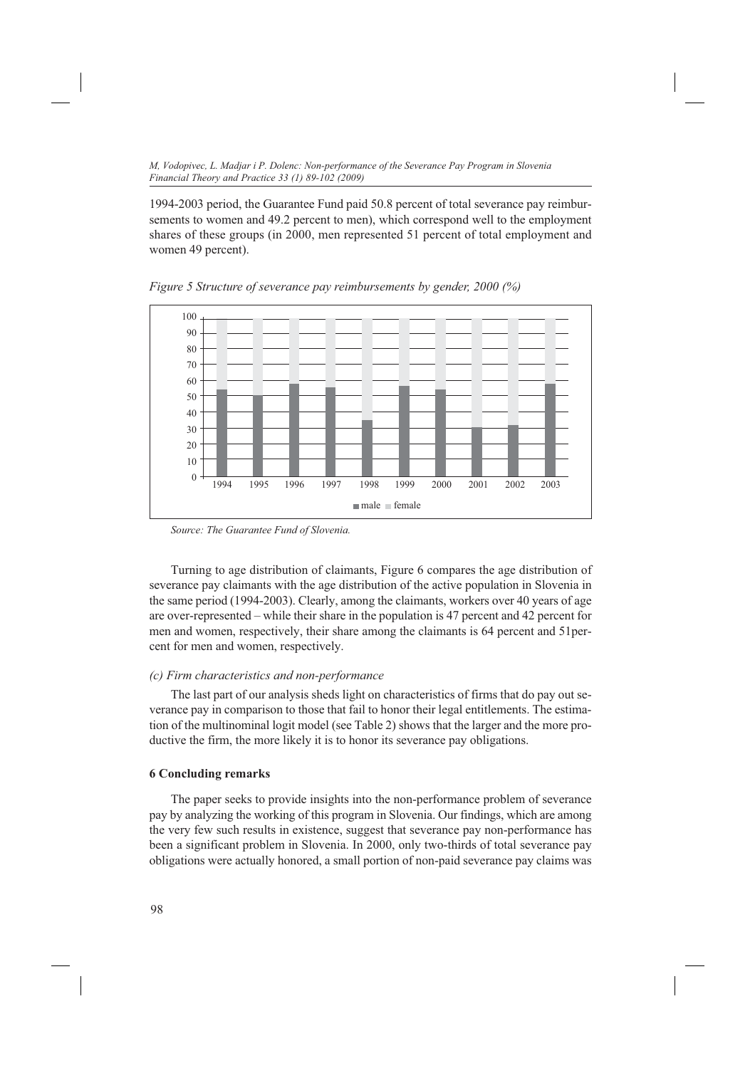1994-2003 period, the Guarantee Fund paid 50.8 percent of total severance pay reimbursements to women and 49.2 percent to men), which correspond well to the employment shares of these groups (in 2000, men represented 51 percent of total employment and women 49 percent).

*Figure 5 Structure of severance pay reimbursements by gender, 2000 (%)*

100
90
80
70
60
50
40
30
20
10
0

1994 1995 1996 1997 1998 1999 2000 2001 2002 2003

male female

*Source: The Guarantee Fund of Slovenia.*

Turning to age distribution of claimants, Figure 6 compares the age distribution of severance pay claimants with the age distribution of the active population in Slovenia in the same period (1994-2003). Clearly, among the claimants, workers over 40 years of age are over-represented – while their share in the population is 47 percent and 42 percent for men and women, respectively, their share among the claimants is 64 percent and 51percent for men and women, respectively.

### *(c) Firm characteristics and non-performance*

The last part of our analysis sheds light on characteristics of firms that do pay out severance pay in comparison to those that fail to honor their legal entitlements. The estimation of the multinominal logit model (see Table 2) shows that the larger and the more productive the firm, the more likely it is to honor its severance pay obligations.

## 6 Concluding remarks

The paper seeks to provide insights into the non-performance problem of severance pay by analyzing the working of this program in Slovenia. Our findings, which are among the very few such results in existence, suggest that severance pay non-performance has been a significant problem in Slovenia. In 2000, only two-thirds of total severance pay obligations were actually honored, a small portion of non-paid severance pay claims was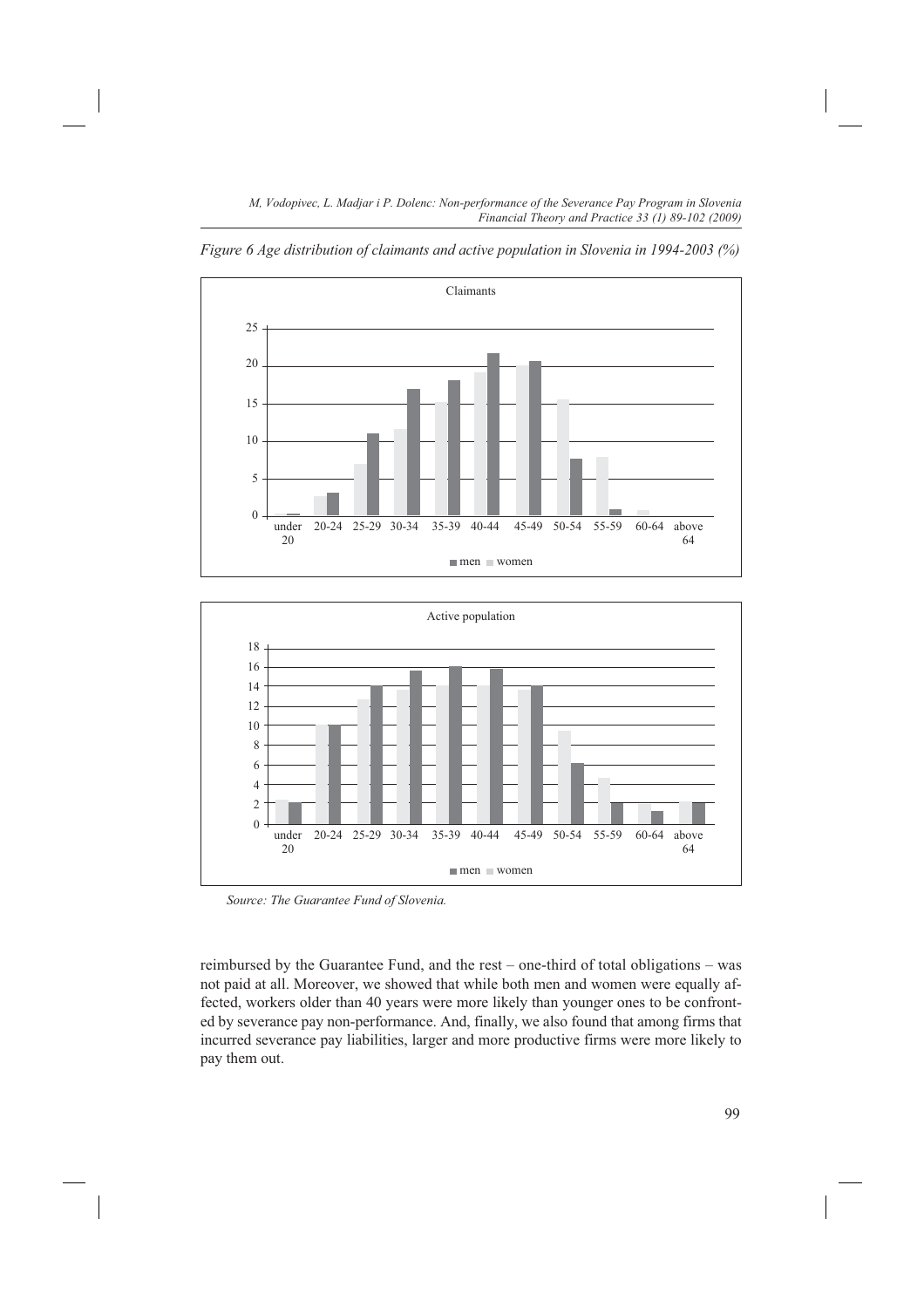*Figure 6 Age distribution of claimants and active population in Slovenia in 1994-2003 (%)*

Claimants

25
20
15
10
5
0

under 20 | 20-24 | 25-29 | 30-34 | 35-39 | 40-44 | 45-49 | 50-54 | 55-59 | 60-64 | above 64

men women

Active population

18
16
14
12
10
8
6
4
2
0

under 20 | 20-24 | 25-29 | 30-34 | 35-39 | 40-44 | 45-49 | 50-54 | 55-59 | 60-64 | above 64

men women

*Source: The Guarantee Fund of Slovenia.*

reimbursed by the Guarantee Fund, and the rest – one-third of total obligations – was not paid at all. Moreover, we showed that while both men and women were equally affected, workers older than 40 years were more likely than younger ones to be confronted by severance pay non-performance. And, finally, we also found that among firms that incurred severance pay liabilities, larger and more productive firms were more likely to pay them out.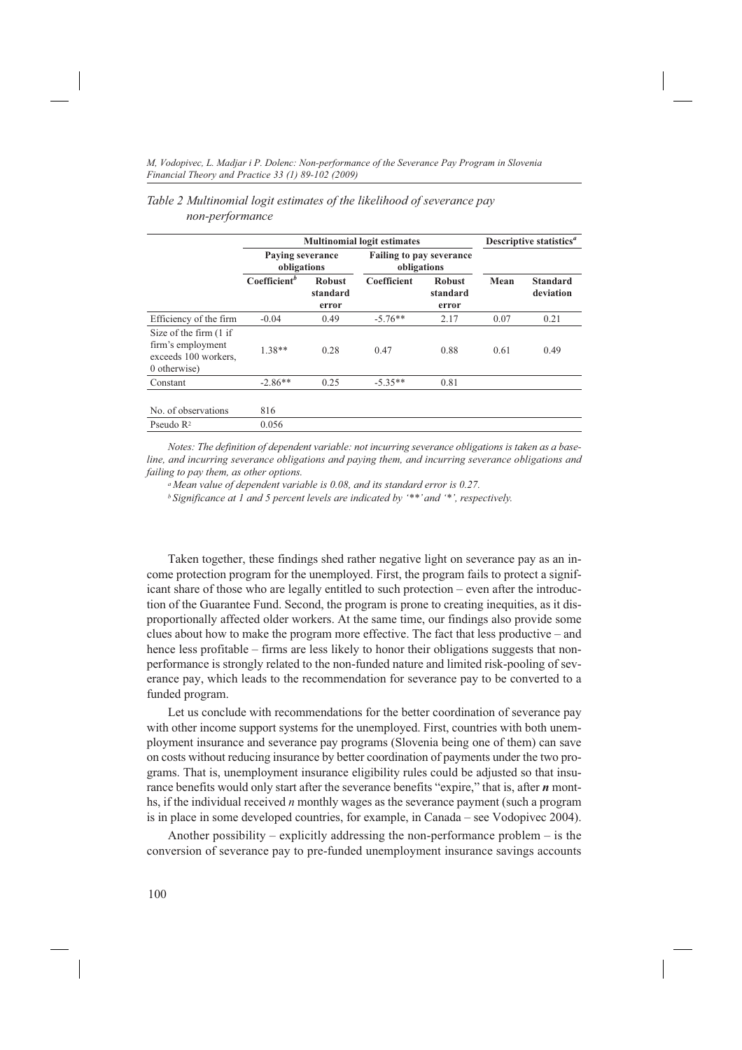*Table 2 Multinomial logit estimates of the likelihood of severance pay non-performance*

| | Multinomial logit estimates | | | | Descriptive statistics[a] | |
|---|---|---|---|---|---|---|
| | Paying severance obligations | | Failing to pay severance obligations | | | |
| | Coefficient[b] | Robust standard error | Coefficient | Robust standard error | Mean | Standard deviation |
| Efficiency of the firm | -0.04 | 0.49 | -5.76** | 2.17 | 0.07 | 0.21 |
| Size of the firm (1 if firm's employment exceeds 100 workers, 0 otherwise) | 1.38** | 0.28 | 0.47 | 0.88 | 0.61 | 0.49 |
| Constant | -2.86** | 0.25 | -5.35** | 0.81 | | |
| No. of observations | 816 | | | | | |
| Pseudo $R^2$ | 0.056 | | | | | |

*Notes: The definition of dependent variable: not incurring severance obligations is taken as a baseline, and incurring severance obligations and paying them, and incurring severance obligations and failing to pay them, as other options.*

*[a] Mean value of dependent variable is 0.08, and its standard error is 0.27.*

*[b] Significance at 1 and 5 percent levels are indicated by '**' and '*', respectively.*

Taken together, these findings shed rather negative light on severance pay as an income protection program for the unemployed. First, the program fails to protect a significant share of those who are legally entitled to such protection – even after the introduction of the Guarantee Fund. Second, the program is prone to creating inequities, as it disproportionally affected older workers. At the same time, our findings also provide some clues about how to make the program more effective. The fact that less productive – and hence less profitable – firms are less likely to honor their obligations suggests that non-performance is strongly related to the non-funded nature and limited risk-pooling of severance pay, which leads to the recommendation for severance pay to be converted to a funded program.

Let us conclude with recommendations for the better coordination of severance pay with other income support systems for the unemployed. First, countries with both unemployment insurance and severance pay programs (Slovenia being one of them) can save on costs without reducing insurance by better coordination of payments under the two programs. That is, unemployment insurance eligibility rules could be adjusted so that insurance benefits would only start after the severance benefits "expire," that is, after ***n*** months, if the individual received *n* monthly wages as the severance payment (such a program is in place in some developed countries, for example, in Canada – see Vodopivec 2004).

Another possibility – explicitly addressing the non-performance problem – is the conversion of severance pay to pre-funded unemployment insurance savings accounts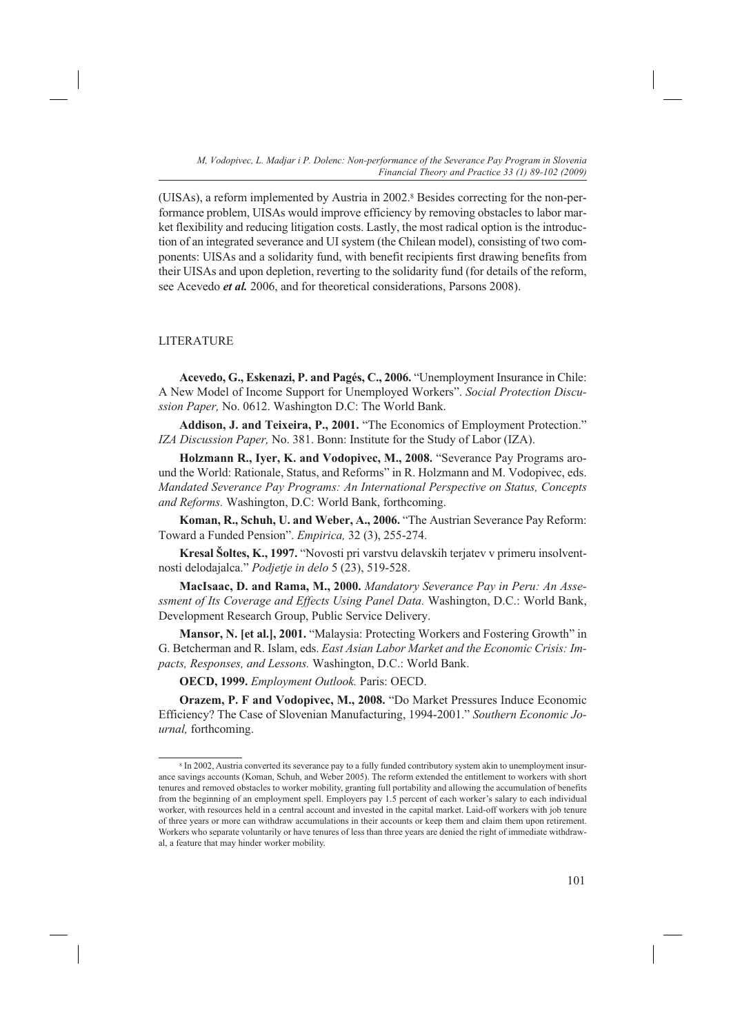(UISAs), a reform implemented by Austria in 2002.[8] Besides correcting for the non-performance problem, UISAs would improve efficiency by removing obstacles to labor market flexibility and reducing litigation costs. Lastly, the most radical option is the introduction of an integrated severance and UI system (the Chilean model), consisting of two components: UISAs and a solidarity fund, with benefit recipients first drawing benefits from their UISAs and upon depletion, reverting to the solidarity fund (for details of the reform, see Acevedo ***et al.*** 2006, and for theoretical considerations, Parsons 2008).

## LITERATURE

**Acevedo, G., Eskenazi, P. and Pagés, C., 2006.** "Unemployment Insurance in Chile: A New Model of Income Support for Unemployed Workers". *Social Protection Discussion Paper,* No. 0612. Washington D.C: The World Bank.

**Addison, J. and Teixeira, P., 2001.** "The Economics of Employment Protection." *IZA Discussion Paper,* No. 381. Bonn: Institute for the Study of Labor (IZA).

**Holzmann R., Iyer, K. and Vodopivec, M., 2008.** "Severance Pay Programs around the World: Rationale, Status, and Reforms" in R. Holzmann and M. Vodopivec, eds. *Mandated Severance Pay Programs: An International Perspective on Status, Concepts and Reforms.* Washington, D.C: World Bank, forthcoming.

**Koman, R., Schuh, U. and Weber, A., 2006.** "The Austrian Severance Pay Reform: Toward a Funded Pension". *Empirica,* 32 (3), 255-274.

**Kresal Šoltes, K., 1997.** "Novosti pri varstvu delavskih terjatev v primeru insolventnosti delodajalca." *Podjetje in delo* 5 (23), 519-528.

**MacIsaac, D. and Rama, M., 2000.** *Mandatory Severance Pay in Peru: An Assessment of Its Coverage and Effects Using Panel Data.* Washington, D.C.: World Bank, Development Research Group, Public Service Delivery.

**Mansor, N. [et al.], 2001.** "Malaysia: Protecting Workers and Fostering Growth" in G. Betcherman and R. Islam, eds. *East Asian Labor Market and the Economic Crisis: Impacts, Responses, and Lessons.* Washington, D.C.: World Bank.

**OECD, 1999.** *Employment Outlook.* Paris: OECD.

**Orazem, P. F and Vodopivec, M., 2008.** "Do Market Pressures Induce Economic Efficiency? The Case of Slovenian Manufacturing, 1994-2001." *Southern Economic Journal,* forthcoming.

---

[8] In 2002, Austria converted its severance pay to a fully funded contributory system akin to unemployment insurance savings accounts (Koman, Schuh, and Weber 2005). The reform extended the entitlement to workers with short tenures and removed obstacles to worker mobility, granting full portability and allowing the accumulation of benefits from the beginning of an employment spell. Employers pay 1.5 percent of each worker's salary to each individual worker, with resources held in a central account and invested in the capital market. Laid-off workers with job tenure of three years or more can withdraw accumulations in their accounts or keep them and claim them upon retirement. Workers who separate voluntarily or have tenures of less than three years are denied the right of immediate withdrawal, a feature that may hinder worker mobility.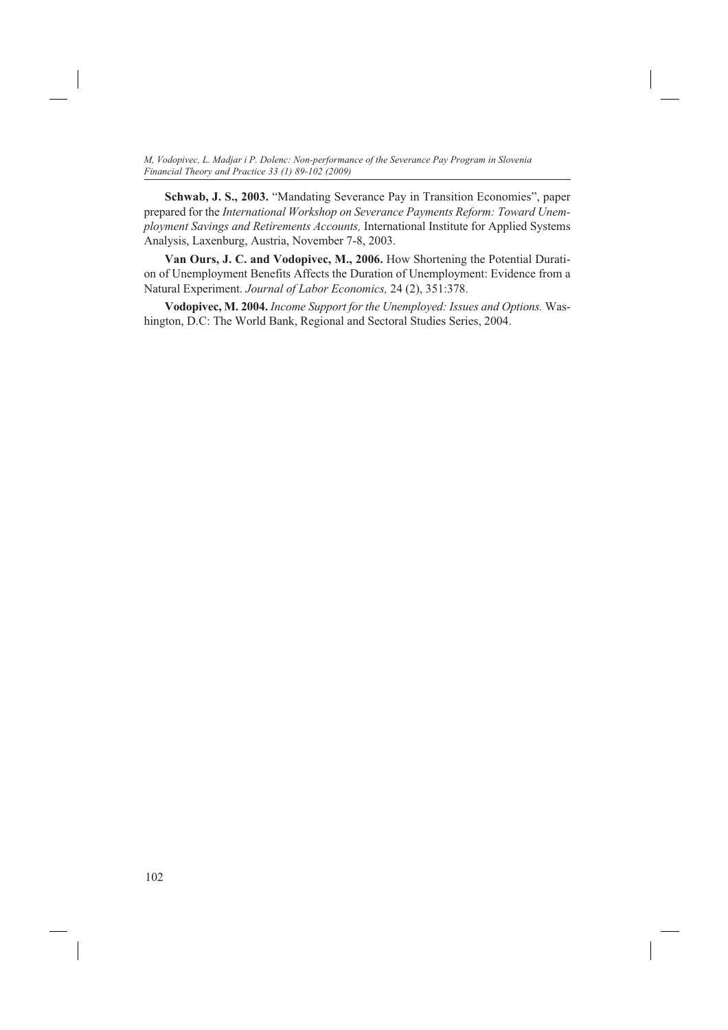**Schwab, J. S., 2003.** "Mandating Severance Pay in Transition Economies", paper prepared for the *International Workshop on Severance Payments Reform: Toward Unemployment Savings and Retirements Accounts,* International Institute for Applied Systems Analysis, Laxenburg, Austria, November 7-8, 2003.

**Van Ours, J. C. and Vodopivec, M., 2006.** How Shortening the Potential Duration of Unemployment Benefits Affects the Duration of Unemployment: Evidence from a Natural Experiment. *Journal of Labor Economics,* 24 (2), 351:378.

**Vodopivec, M. 2004.** *Income Support for the Unemployed: Issues and Options.* Washington, D.C: The World Bank, Regional and Sectoral Studies Series, 2004.